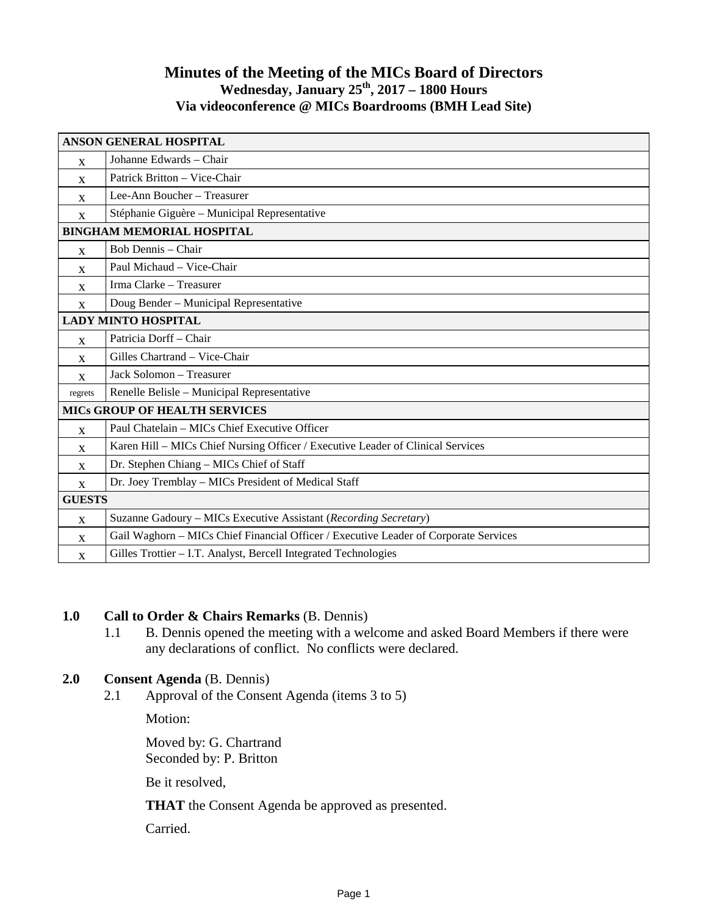# Minutes of the Meeting of the MICs Board of Directors

## Wednesday, January 25th, 2017 – 1800 Hours

## Via videoconference @ MICs Boardrooms (BMH Lead Site)

| ANSON GENERAL HOSPITAL | |
|---|---|
| x | Johanne Edwards – Chair |
| x | Patrick Britton – Vice-Chair |
| x | Lee-Ann Boucher – Treasurer |
| x | Stéphanie Giguère – Municipal Representative |
| **BINGHAM MEMORIAL HOSPITAL** | |
| x | Bob Dennis – Chair |
| x | Paul Michaud – Vice-Chair |
| x | Irma Clarke – Treasurer |
| x | Doug Bender – Municipal Representative |
| **LADY MINTO HOSPITAL** | |
| x | Patricia Dorff – Chair |
| x | Gilles Chartrand – Vice-Chair |
| x | Jack Solomon – Treasurer |
| regrets | Renelle Belisle – Municipal Representative |
| **MICs GROUP OF HEALTH SERVICES** | |
| x | Paul Chatelain – MICs Chief Executive Officer |
| x | Karen Hill – MICs Chief Nursing Officer / Executive Leader of Clinical Services |
| x | Dr. Stephen Chiang – MICs Chief of Staff |
| x | Dr. Joey Tremblay – MICs President of Medical Staff |
| **GUESTS** | |
| x | Suzanne Gadoury – MICs Executive Assistant (*Recording Secretary*) |
| x | Gail Waghorn – MICs Chief Financial Officer / Executive Leader of Corporate Services |
| x | Gilles Trottier – I.T. Analyst, Bercell Integrated Technologies |

**1.0 Call to Order & Chairs Remarks** (B. Dennis)

1.1 B. Dennis opened the meeting with a welcome and asked Board Members if there were any declarations of conflict. No conflicts were declared.

**2.0 Consent Agenda** (B. Dennis)

2.1 Approval of the Consent Agenda (items 3 to 5)

Motion:

Moved by: G. Chartrand
Seconded by: P. Britton

Be it resolved,

**THAT** the Consent Agenda be approved as presented.

Carried.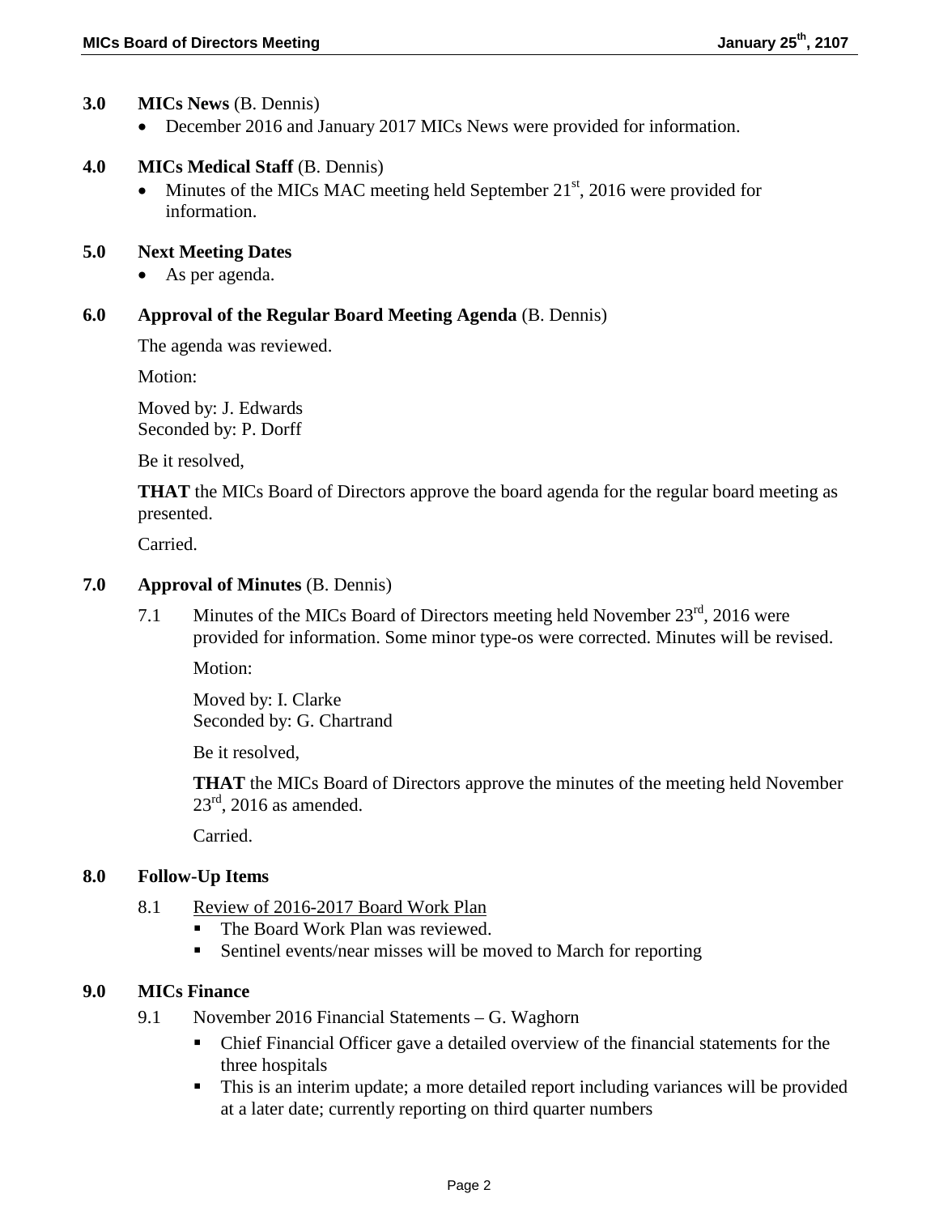## 3.0 MICs News (B. Dennis)

- December 2016 and January 2017 MICs News were provided for information.

## 4.0 MICs Medical Staff (B. Dennis)

- Minutes of the MICs MAC meeting held September 21st, 2016 were provided for information.

## 5.0 Next Meeting Dates

- As per agenda.

## 6.0 Approval of the Regular Board Meeting Agenda (B. Dennis)

The agenda was reviewed.

Motion:

Moved by: J. Edwards
Seconded by: P. Dorff

Be it resolved,

**THAT** the MICs Board of Directors approve the board agenda for the regular board meeting as presented.

Carried.

## 7.0 Approval of Minutes (B. Dennis)

7.1 Minutes of the MICs Board of Directors meeting held November 23rd, 2016 were provided for information. Some minor type-os were corrected. Minutes will be revised.

Motion:

Moved by: I. Clarke
Seconded by: G. Chartrand

Be it resolved,

**THAT** the MICs Board of Directors approve the minutes of the meeting held November 23rd, 2016 as amended.

Carried.

## 8.0 Follow-Up Items

8.1 Review of 2016-2017 Board Work Plan

- The Board Work Plan was reviewed.
- Sentinel events/near misses will be moved to March for reporting

## 9.0 MICs Finance

9.1 November 2016 Financial Statements – G. Waghorn

- Chief Financial Officer gave a detailed overview of the financial statements for the three hospitals
- This is an interim update; a more detailed report including variances will be provided at a later date; currently reporting on third quarter numbers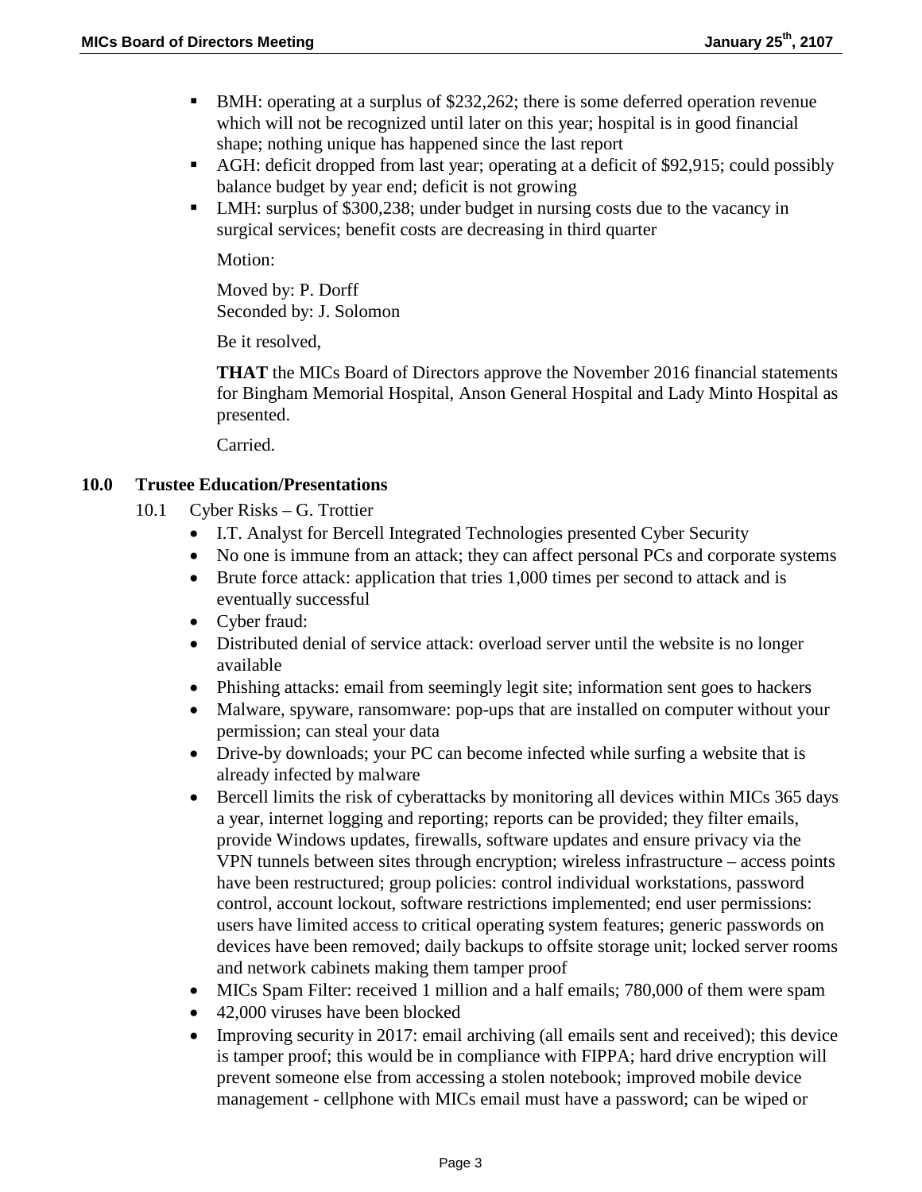- BMH: operating at a surplus of $232,262; there is some deferred operation revenue which will not be recognized until later on this year; hospital is in good financial shape; nothing unique has happened since the last report
- AGH: deficit dropped from last year; operating at a deficit of $92,915; could possibly balance budget by year end; deficit is not growing
- LMH: surplus of $300,238; under budget in nursing costs due to the vacancy in surgical services; benefit costs are decreasing in third quarter

Motion:

Moved by: P. Dorff
Seconded by: J. Solomon

Be it resolved,

**THAT** the MICs Board of Directors approve the November 2016 financial statements for Bingham Memorial Hospital, Anson General Hospital and Lady Minto Hospital as presented.

Carried.

## 10.0 Trustee Education/Presentations

10.1 Cyber Risks – G. Trottier

- I.T. Analyst for Bercell Integrated Technologies presented Cyber Security
- No one is immune from an attack; they can affect personal PCs and corporate systems
- Brute force attack: application that tries 1,000 times per second to attack and is eventually successful
- Cyber fraud:
- Distributed denial of service attack: overload server until the website is no longer available
- Phishing attacks: email from seemingly legit site; information sent goes to hackers
- Malware, spyware, ransomware: pop-ups that are installed on computer without your permission; can steal your data
- Drive-by downloads; your PC can become infected while surfing a website that is already infected by malware
- Bercell limits the risk of cyberattacks by monitoring all devices within MICs 365 days a year, internet logging and reporting; reports can be provided; they filter emails, provide Windows updates, firewalls, software updates and ensure privacy via the VPN tunnels between sites through encryption; wireless infrastructure – access points have been restructured; group policies: control individual workstations, password control, account lockout, software restrictions implemented; end user permissions: users have limited access to critical operating system features; generic passwords on devices have been removed; daily backups to offsite storage unit; locked server rooms and network cabinets making them tamper proof
- MICs Spam Filter: received 1 million and a half emails; 780,000 of them were spam
- 42,000 viruses have been blocked
- Improving security in 2017: email archiving (all emails sent and received); this device is tamper proof; this would be in compliance with FIPPA; hard drive encryption will prevent someone else from accessing a stolen notebook; improved mobile device management - cellphone with MICs email must have a password; can be wiped or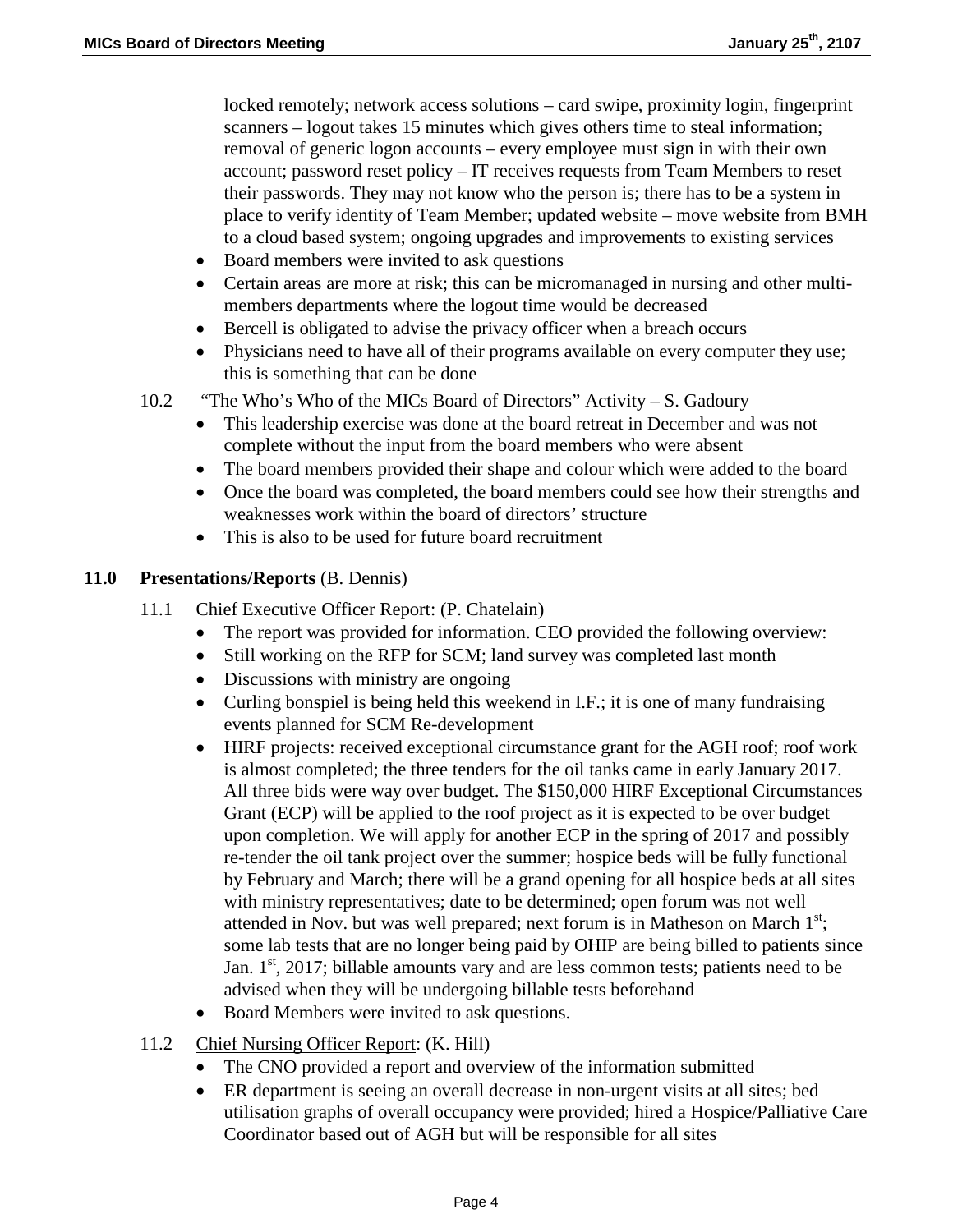locked remotely; network access solutions – card swipe, proximity login, fingerprint scanners – logout takes 15 minutes which gives others time to steal information; removal of generic logon accounts – every employee must sign in with their own account; password reset policy – IT receives requests from Team Members to reset their passwords. They may not know who the person is; there has to be a system in place to verify identity of Team Member; updated website – move website from BMH to a cloud based system; ongoing upgrades and improvements to existing services

- Board members were invited to ask questions
- Certain areas are more at risk; this can be micromanaged in nursing and other multi-members departments where the logout time would be decreased
- Bercell is obligated to advise the privacy officer when a breach occurs
- Physicians need to have all of their programs available on every computer they use; this is something that can be done

10.2 "The Who's Who of the MICs Board of Directors" Activity – S. Gadoury

- This leadership exercise was done at the board retreat in December and was not complete without the input from the board members who were absent
- The board members provided their shape and colour which were added to the board
- Once the board was completed, the board members could see how their strengths and weaknesses work within the board of directors' structure
- This is also to be used for future board recruitment

**11.0 Presentations/Reports** (B. Dennis)

11.1 Chief Executive Officer Report: (P. Chatelain)

- The report was provided for information. CEO provided the following overview:
- Still working on the RFP for SCM; land survey was completed last month
- Discussions with ministry are ongoing
- Curling bonspiel is being held this weekend in I.F.; it is one of many fundraising events planned for SCM Re-development
- HIRF projects: received exceptional circumstance grant for the AGH roof; roof work is almost completed; the three tenders for the oil tanks came in early January 2017. All three bids were way over budget. The $150,000 HIRF Exceptional Circumstances Grant (ECP) will be applied to the roof project as it is expected to be over budget upon completion. We will apply for another ECP in the spring of 2017 and possibly re-tender the oil tank project over the summer; hospice beds will be fully functional by February and March; there will be a grand opening for all hospice beds at all sites with ministry representatives; date to be determined; open forum was not well attended in Nov. but was well prepared; next forum is in Matheson on March 1st; some lab tests that are no longer being paid by OHIP are being billed to patients since Jan. 1st, 2017; billable amounts vary and are less common tests; patients need to be advised when they will be undergoing billable tests beforehand
- Board Members were invited to ask questions.

11.2 Chief Nursing Officer Report: (K. Hill)

- The CNO provided a report and overview of the information submitted
- ER department is seeing an overall decrease in non-urgent visits at all sites; bed utilisation graphs of overall occupancy were provided; hired a Hospice/Palliative Care Coordinator based out of AGH but will be responsible for all sites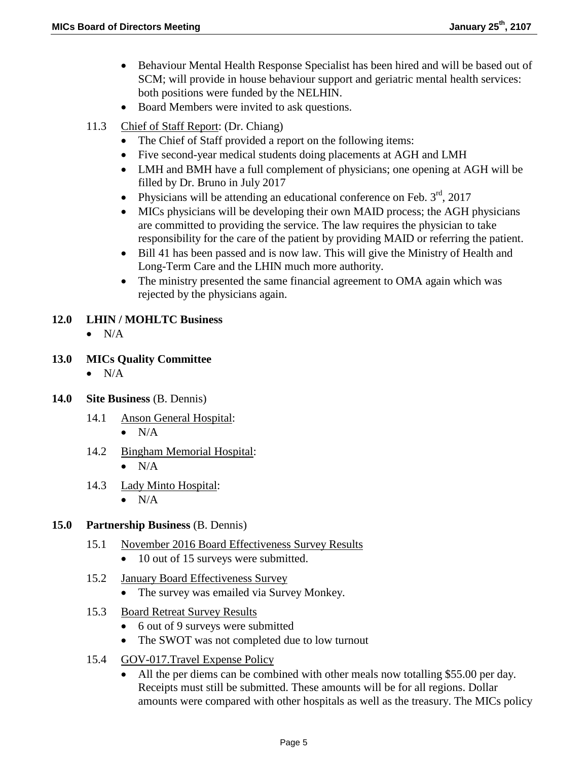- Behaviour Mental Health Response Specialist has been hired and will be based out of SCM; will provide in house behaviour support and geriatric mental health services: both positions were funded by the NELHIN.
- Board Members were invited to ask questions.

11.3 Chief of Staff Report: (Dr. Chiang)

- The Chief of Staff provided a report on the following items:
- Five second-year medical students doing placements at AGH and LMH
- LMH and BMH have a full complement of physicians; one opening at AGH will be filled by Dr. Bruno in July 2017
- Physicians will be attending an educational conference on Feb. 3rd, 2017
- MICs physicians will be developing their own MAID process; the AGH physicians are committed to providing the service. The law requires the physician to take responsibility for the care of the patient by providing MAID or referring the patient.
- Bill 41 has been passed and is now law. This will give the Ministry of Health and Long-Term Care and the LHIN much more authority.
- The ministry presented the same financial agreement to OMA again which was rejected by the physicians again.

## 12.0 LHIN / MOHLTC Business

- N/A

## 13.0 MICs Quality Committee

- N/A

## 14.0 Site Business (B. Dennis)

14.1 Anson General Hospital:

- N/A

14.2 Bingham Memorial Hospital:

- N/A

14.3 Lady Minto Hospital:

- N/A

## 15.0 Partnership Business (B. Dennis)

15.1 November 2016 Board Effectiveness Survey Results

- 10 out of 15 surveys were submitted.

15.2 January Board Effectiveness Survey

- The survey was emailed via Survey Monkey.

15.3 Board Retreat Survey Results

- 6 out of 9 surveys were submitted
- The SWOT was not completed due to low turnout

15.4 GOV-017.Travel Expense Policy

- All the per diems can be combined with other meals now totalling $55.00 per day. Receipts must still be submitted. These amounts will be for all regions. Dollar amounts were compared with other hospitals as well as the treasury. The MICs policy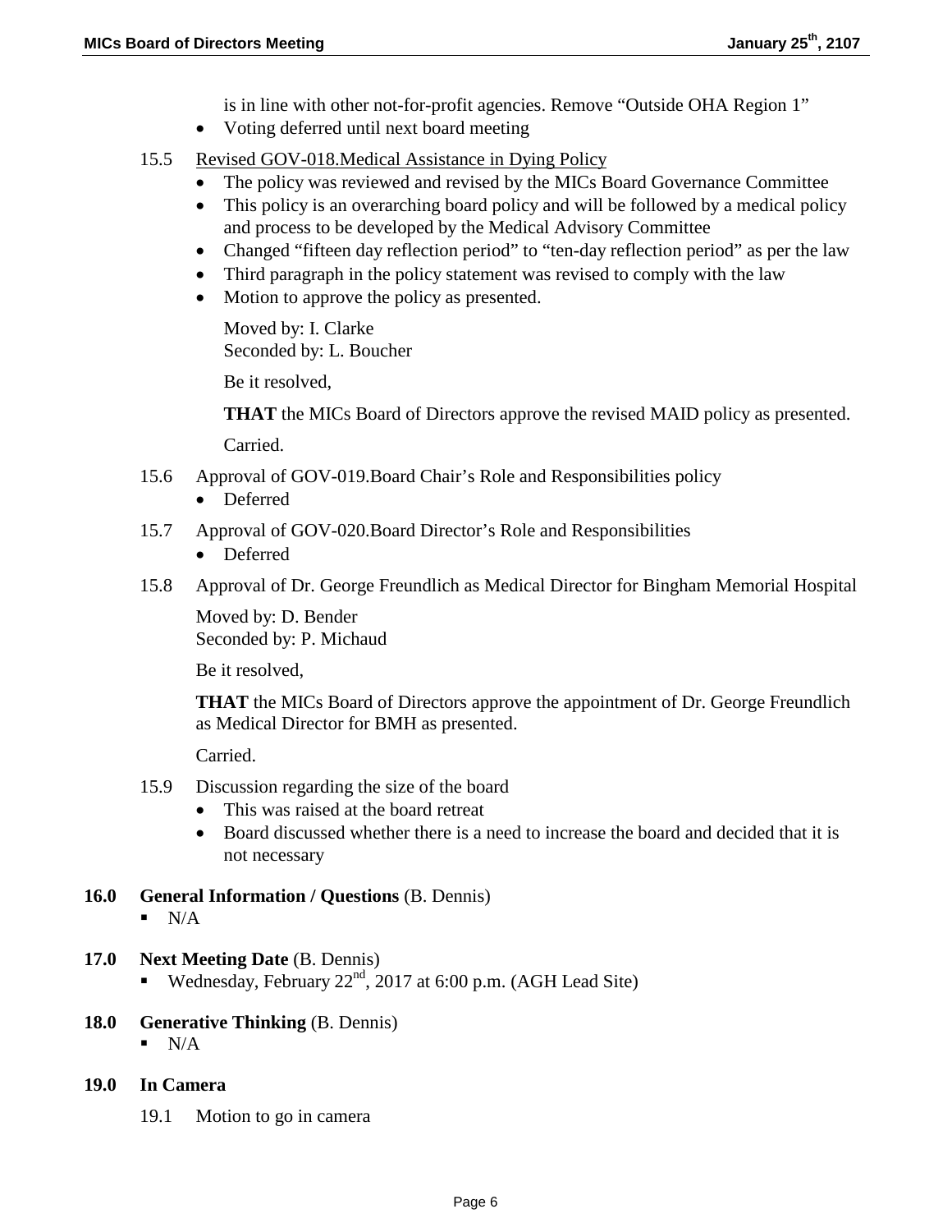is in line with other not-for-profit agencies. Remove "Outside OHA Region 1"

- Voting deferred until next board meeting

15.5 Revised GOV-018.Medical Assistance in Dying Policy

- The policy was reviewed and revised by the MICs Board Governance Committee
- This policy is an overarching board policy and will be followed by a medical policy and process to be developed by the Medical Advisory Committee
- Changed "fifteen day reflection period" to "ten-day reflection period" as per the law
- Third paragraph in the policy statement was revised to comply with the law
- Motion to approve the policy as presented.

Moved by: I. Clarke
Seconded by: L. Boucher

Be it resolved,

**THAT** the MICs Board of Directors approve the revised MAID policy as presented.

Carried.

15.6 Approval of GOV-019.Board Chair's Role and Responsibilities policy

- Deferred

15.7 Approval of GOV-020.Board Director's Role and Responsibilities

- Deferred

15.8 Approval of Dr. George Freundlich as Medical Director for Bingham Memorial Hospital

Moved by: D. Bender
Seconded by: P. Michaud

Be it resolved,

**THAT** the MICs Board of Directors approve the appointment of Dr. George Freundlich as Medical Director for BMH as presented.

Carried.

15.9 Discussion regarding the size of the board

- This was raised at the board retreat
- Board discussed whether there is a need to increase the board and decided that it is not necessary

**16.0 General Information / Questions** (B. Dennis)

- N/A

**17.0 Next Meeting Date** (B. Dennis)

- Wednesday, February 22nd, 2017 at 6:00 p.m. (AGH Lead Site)

**18.0 Generative Thinking** (B. Dennis)

- N/A

**19.0 In Camera**

19.1 Motion to go in camera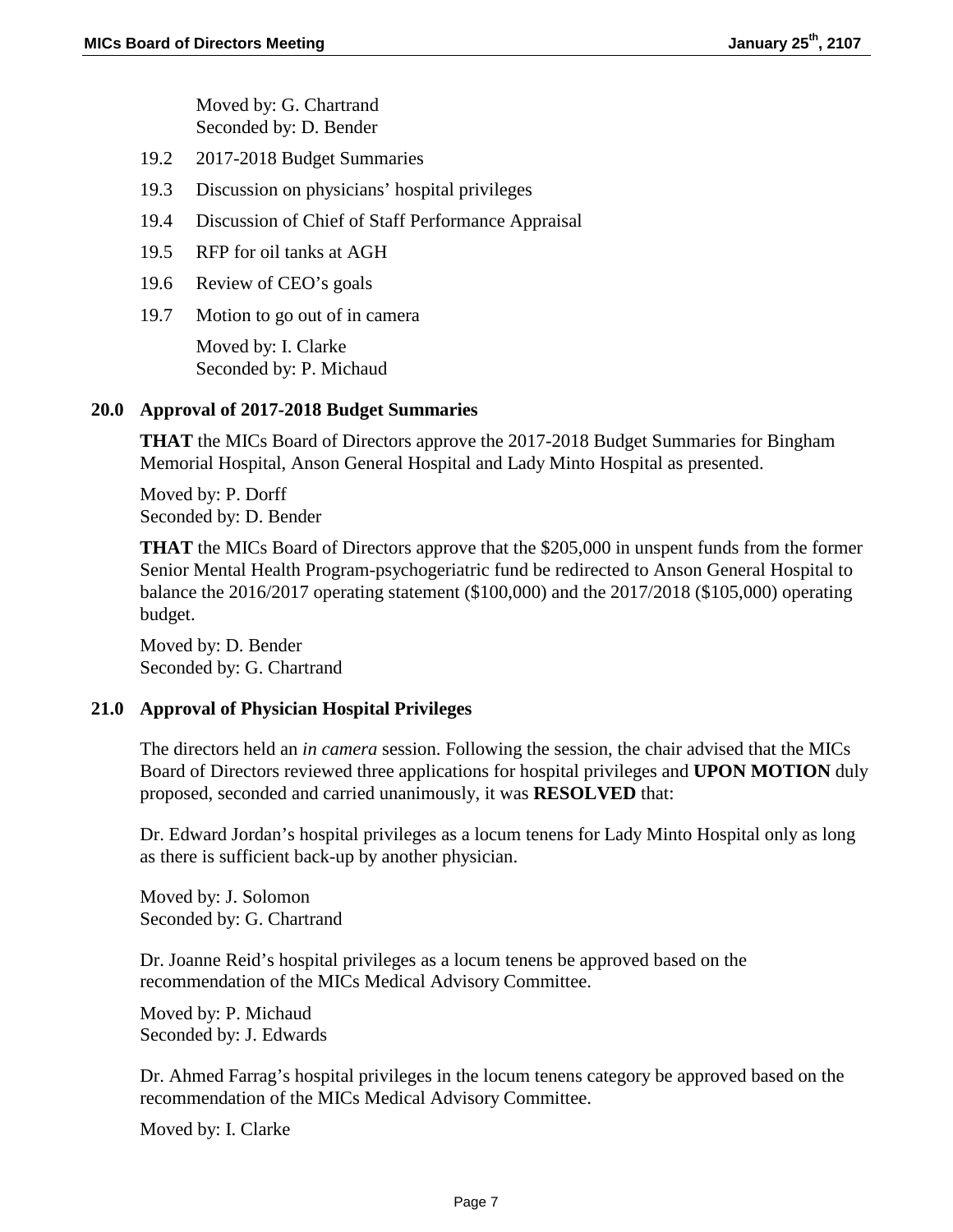Moved by: G. Chartrand
Seconded by: D. Bender

19.2 2017-2018 Budget Summaries

19.3 Discussion on physicians' hospital privileges

19.4 Discussion of Chief of Staff Performance Appraisal

19.5 RFP for oil tanks at AGH

19.6 Review of CEO's goals

19.7 Motion to go out of in camera

Moved by: I. Clarke
Seconded by: P. Michaud

## 20.0 Approval of 2017-2018 Budget Summaries

**THAT** the MICs Board of Directors approve the 2017-2018 Budget Summaries for Bingham Memorial Hospital, Anson General Hospital and Lady Minto Hospital as presented.

Moved by: P. Dorff
Seconded by: D. Bender

**THAT** the MICs Board of Directors approve that the $205,000 in unspent funds from the former Senior Mental Health Program-psychogeriatric fund be redirected to Anson General Hospital to balance the 2016/2017 operating statement ($100,000) and the 2017/2018 ($105,000) operating budget.

Moved by: D. Bender
Seconded by: G. Chartrand

## 21.0 Approval of Physician Hospital Privileges

The directors held an *in camera* session. Following the session, the chair advised that the MICs Board of Directors reviewed three applications for hospital privileges and **UPON MOTION** duly proposed, seconded and carried unanimously, it was **RESOLVED** that:

Dr. Edward Jordan's hospital privileges as a locum tenens for Lady Minto Hospital only as long as there is sufficient back-up by another physician.

Moved by: J. Solomon
Seconded by: G. Chartrand

Dr. Joanne Reid's hospital privileges as a locum tenens be approved based on the recommendation of the MICs Medical Advisory Committee.

Moved by: P. Michaud
Seconded by: J. Edwards

Dr. Ahmed Farrag's hospital privileges in the locum tenens category be approved based on the recommendation of the MICs Medical Advisory Committee.

Moved by: I. Clarke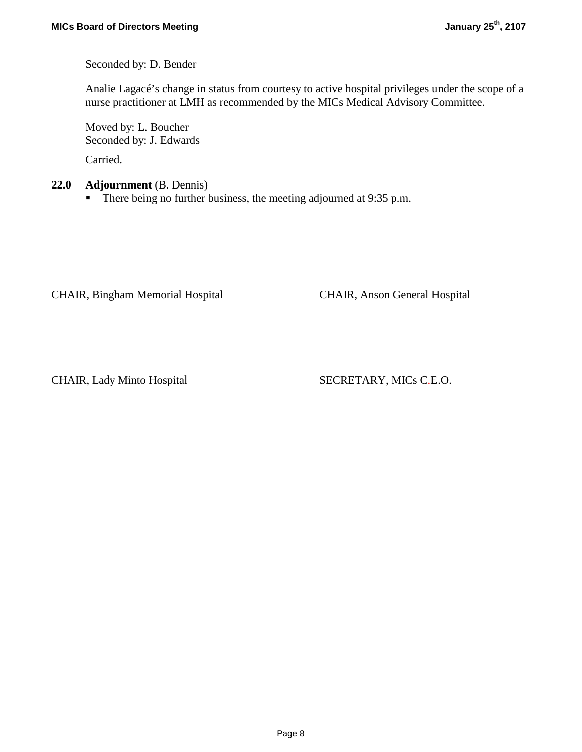Seconded by: D. Bender

Analie Lagacé's change in status from courtesy to active hospital privileges under the scope of a nurse practitioner at LMH as recommended by the MICs Medical Advisory Committee.

Moved by: L. Boucher
Seconded by: J. Edwards

Carried.

**22.0 Adjournment** (B. Dennis)

- There being no further business, the meeting adjourned at 9:35 p.m.

CHAIR, Bingham Memorial Hospital

CHAIR, Anson General Hospital

CHAIR, Lady Minto Hospital

SECRETARY, MICs C.E.O.